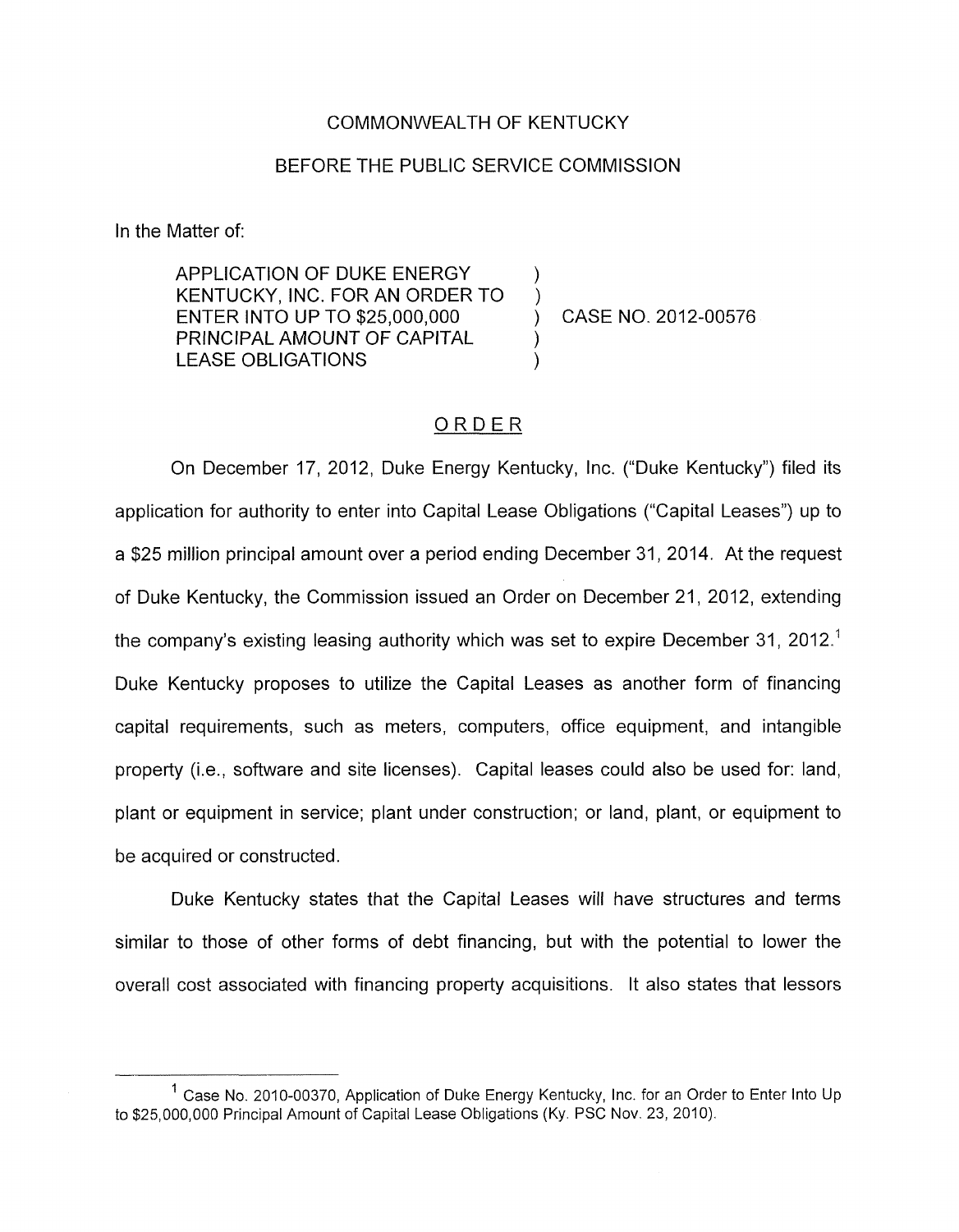COMMONWEALTH OF KENTUCKY

BEFORE THE PUBLIC SERVICE COMMISSION

In the Matter of:

APPLICATION OF DUKE ENERGY KENTUCKY, INC. FOR AN ORDER TO ENTER INTO UP TO $25,000,000 PRINCIPAL AMOUNT OF CAPITAL LEASE OBLIGATIONS ) CASE NO. 2012-00576

# ORDER

On December 17, 2012, Duke Energy Kentucky, Inc. ("Duke Kentucky") filed its application for authority to enter into Capital Lease Obligations ("Capital Leases") up to a $25 million principal amount over a period ending December 31, 2014. At the request of Duke Kentucky, the Commission issued an Order on December 21, 2012, extending the company's existing leasing authority which was set to expire December 31, 2012.[1] Duke Kentucky proposes to utilize the Capital Leases as another form of financing capital requirements, such as meters, computers, office equipment, and intangible property (i.e., software and site licenses). Capital leases could also be used for: land, plant or equipment in service; plant under construction; or land, plant, or equipment to be acquired or constructed.

Duke Kentucky states that the Capital Leases will have structures and terms similar to those of other forms of debt financing, but with the potential to lower the overall cost associated with financing property acquisitions. It also states that lessors

[1] Case No. 2010-00370, Application of Duke Energy Kentucky, Inc. for an Order to Enter Into Up to $25,000,000 Principal Amount of Capital Lease Obligations (Ky. PSC Nov. 23, 2010).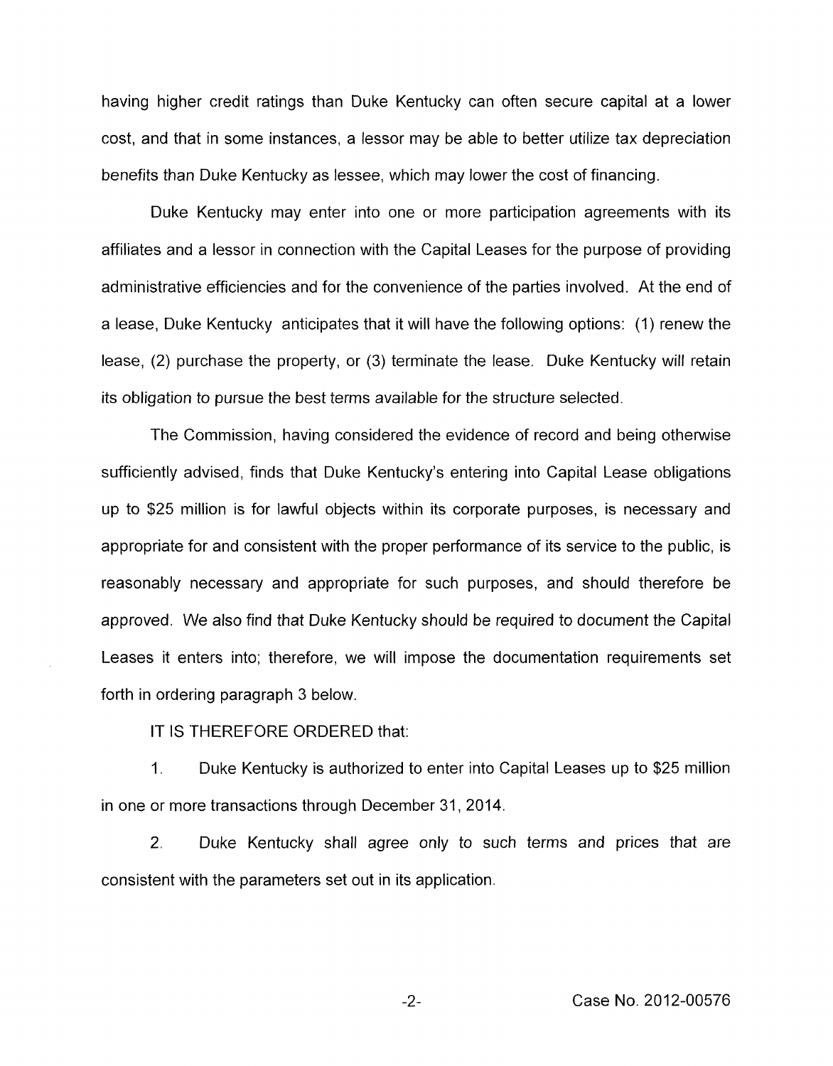having higher credit ratings than Duke Kentucky can often secure capital at a lower cost, and that in some instances, a lessor may be able to better utilize tax depreciation benefits than Duke Kentucky as lessee, which may lower the cost of financing.

Duke Kentucky may enter into one or more participation agreements with its affiliates and a lessor in connection with the Capital Leases for the purpose of providing administrative efficiencies and for the convenience of the parties involved. At the end of a lease, Duke Kentucky anticipates that it will have the following options: (1) renew the lease, (2) purchase the property, or (3) terminate the lease. Duke Kentucky will retain its obligation to pursue the best terms available for the structure selected.

The Commission, having considered the evidence of record and being otherwise sufficiently advised, finds that Duke Kentucky's entering into Capital Lease obligations up to $25 million is for lawful objects within its corporate purposes, is necessary and appropriate for and consistent with the proper performance of its service to the public, is reasonably necessary and appropriate for such purposes, and should therefore be approved. We also find that Duke Kentucky should be required to document the Capital Leases it enters into; therefore, we will impose the documentation requirements set forth in ordering paragraph 3 below.

IT IS THEREFORE ORDERED that:

1. Duke Kentucky is authorized to enter into Capital Leases up to $25 million in one or more transactions through December 31, 2014.

2. Duke Kentucky shall agree only to such terms and prices that are consistent with the parameters set out in its application.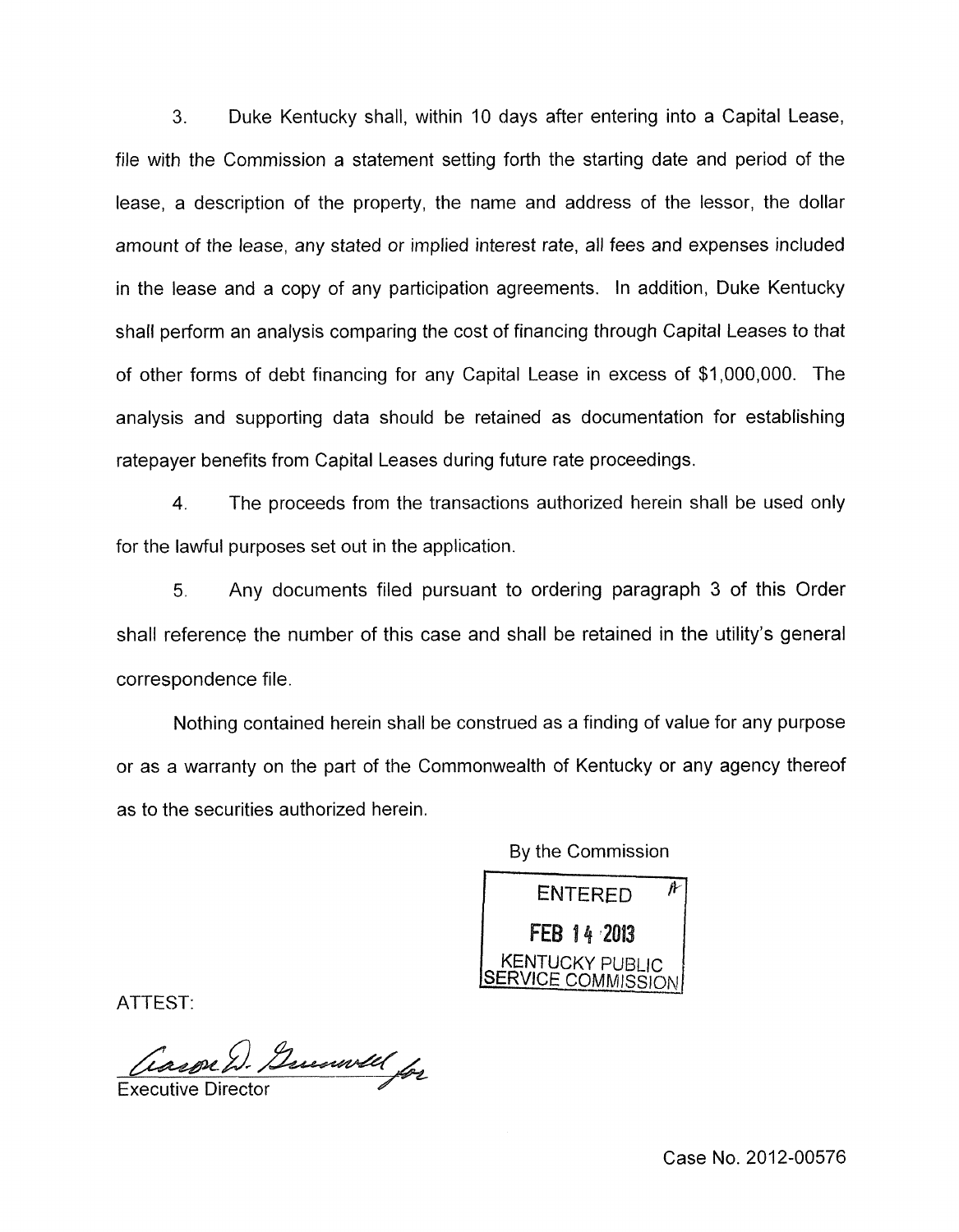3. Duke Kentucky shall, within 10 days after entering into a Capital Lease, file with the Commission a statement setting forth the starting date and period of the lease, a description of the property, the name and address of the lessor, the dollar amount of the lease, any stated or implied interest rate, all fees and expenses included in the lease and a copy of any participation agreements. In addition, Duke Kentucky shall perform an analysis comparing the cost of financing through Capital Leases to that of other forms of debt financing for any Capital Lease in excess of $1,000,000. The analysis and supporting data should be retained as documentation for establishing ratepayer benefits from Capital Leases during future rate proceedings.

4. The proceeds from the transactions authorized herein shall be used only for the lawful purposes set out in the application.

5. Any documents filed pursuant to ordering paragraph 3 of this Order shall reference the number of this case and shall be retained in the utility's general correspondence file.

Nothing contained herein shall be construed as a finding of value for any purpose or as a warranty on the part of the Commonwealth of Kentucky or any agency thereof as to the securities authorized herein.

By the Commission

ENTERED
FEB 14 2013
KENTUCKY PUBLIC SERVICE COMMISSION

ATTEST:

Executive Director

Case No. 2012-00576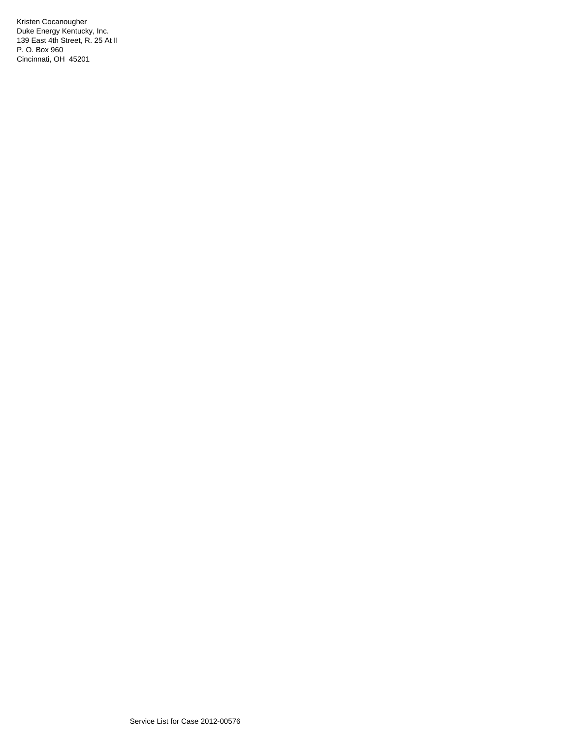Kristen Cocanougher
Duke Energy Kentucky, Inc.
139 East 4th Street, R. 25 At II
P. O. Box 960
Cincinnati, OH 45201